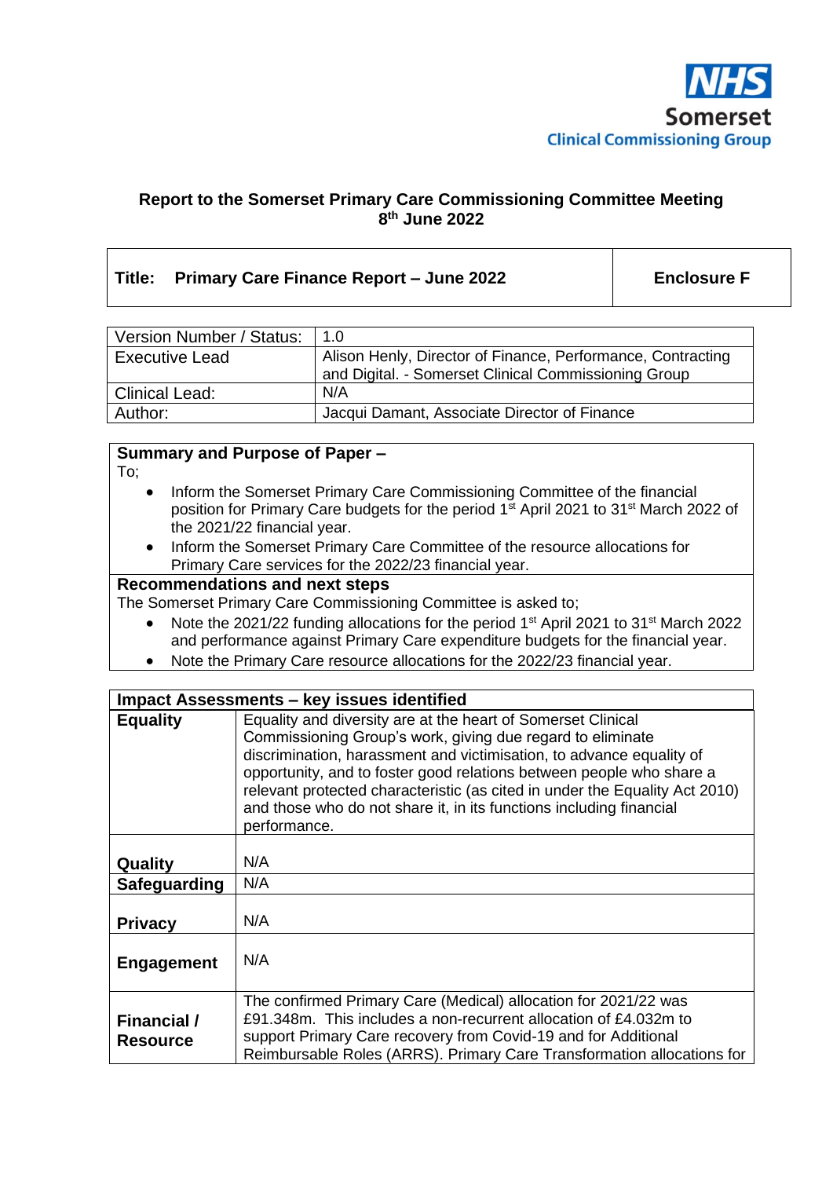NHS Somerset Clinical Commissioning Group

**Report to the Somerset Primary Care Commissioning Committee Meeting**
**8th June 2022**

| **Title: Primary Care Finance Report – June 2022** | **Enclosure F** |
|---|---|

| Version Number / Status: | 1.0 |
|---|---|
| Executive Lead | Alison Henly, Director of Finance, Performance, Contracting and Digital. - Somerset Clinical Commissioning Group |
| Clinical Lead: | N/A |
| Author: | Jacqui Damant, Associate Director of Finance |

**Summary and Purpose of Paper –**

To;

- Inform the Somerset Primary Care Commissioning Committee of the financial position for Primary Care budgets for the period 1st April 2021 to 31st March 2022 of the 2021/22 financial year.
- Inform the Somerset Primary Care Committee of the resource allocations for Primary Care services for the 2022/23 financial year.

**Recommendations and next steps**

The Somerset Primary Care Commissioning Committee is asked to;

- Note the 2021/22 funding allocations for the period 1st April 2021 to 31st March 2022 and performance against Primary Care expenditure budgets for the financial year.
- Note the Primary Care resource allocations for the 2022/23 financial year.

| **Impact Assessments – key issues identified** | |
|---|---|
| **Equality** | Equality and diversity are at the heart of Somerset Clinical Commissioning Group's work, giving due regard to eliminate discrimination, harassment and victimisation, to advance equality of opportunity, and to foster good relations between people who share a relevant protected characteristic (as cited in under the Equality Act 2010) and those who do not share it, in its functions including financial performance. |
| **Quality** | N/A |
| **Safeguarding** | N/A |
| **Privacy** | N/A |
| **Engagement** | N/A |
| **Financial / Resource** | The confirmed Primary Care (Medical) allocation for 2021/22 was £91.348m. This includes a non-recurrent allocation of £4.032m to support Primary Care recovery from Covid-19 and for Additional Reimbursable Roles (ARRS). Primary Care Transformation allocations for |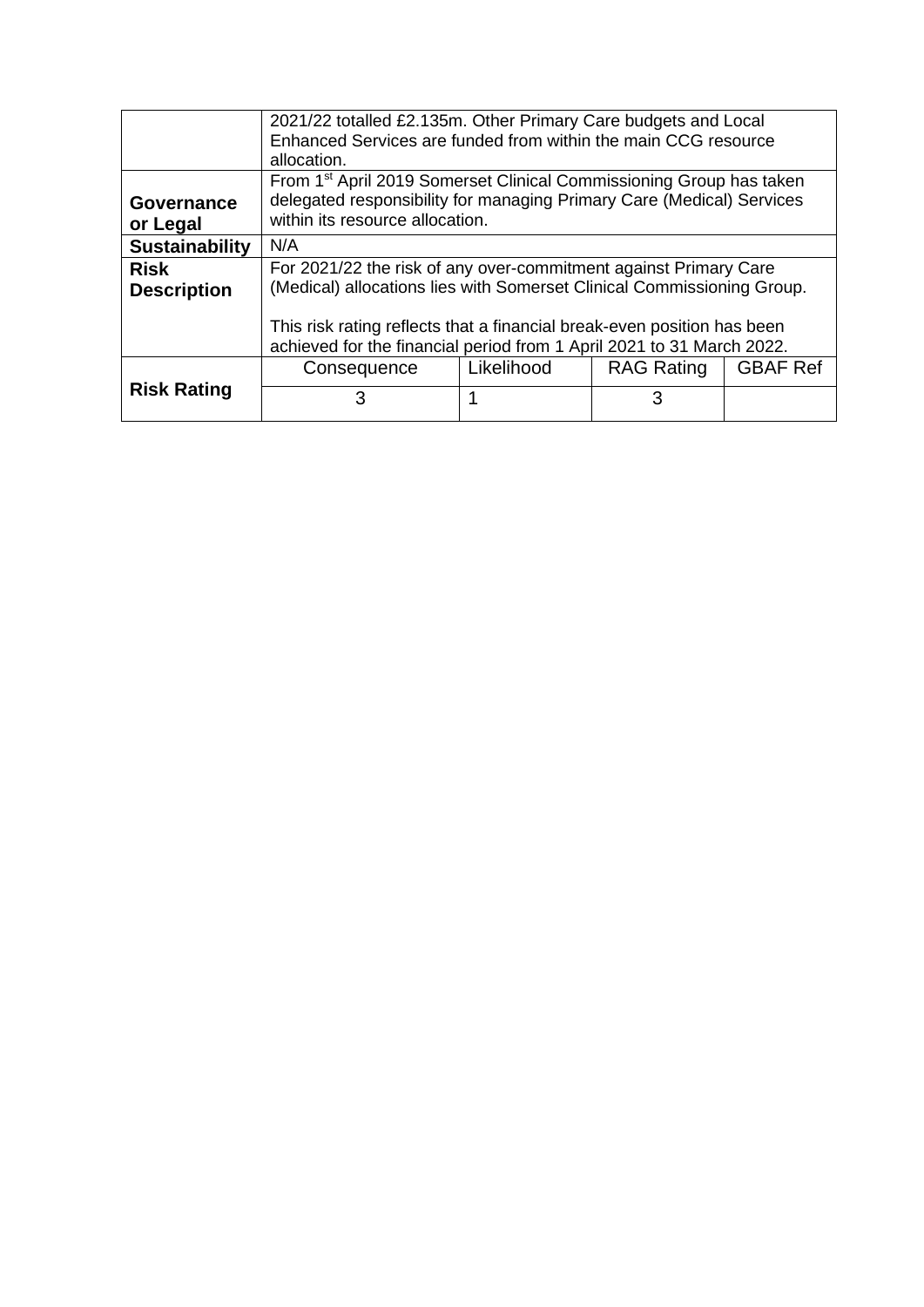|  |  |  |  |  |
|---|---|---|---|---|
|  | 2021/22 totalled £2.135m. Other Primary Care budgets and Local Enhanced Services are funded from within the main CCG resource allocation. | | | |
| **Governance or Legal** | From 1st April 2019 Somerset Clinical Commissioning Group has taken delegated responsibility for managing Primary Care (Medical) Services within its resource allocation. | | | |
| **Sustainability** | N/A | | | |
| **Risk Description** | For 2021/22 the risk of any over-commitment against Primary Care (Medical) allocations lies with Somerset Clinical Commissioning Group.<br><br>This risk rating reflects that a financial break-even position has been achieved for the financial period from 1 April 2021 to 31 March 2022. | | | |
| **Risk Rating** | Consequence | Likelihood | RAG Rating | GBAF Ref |
|  | 3 | 1 | 3 |  |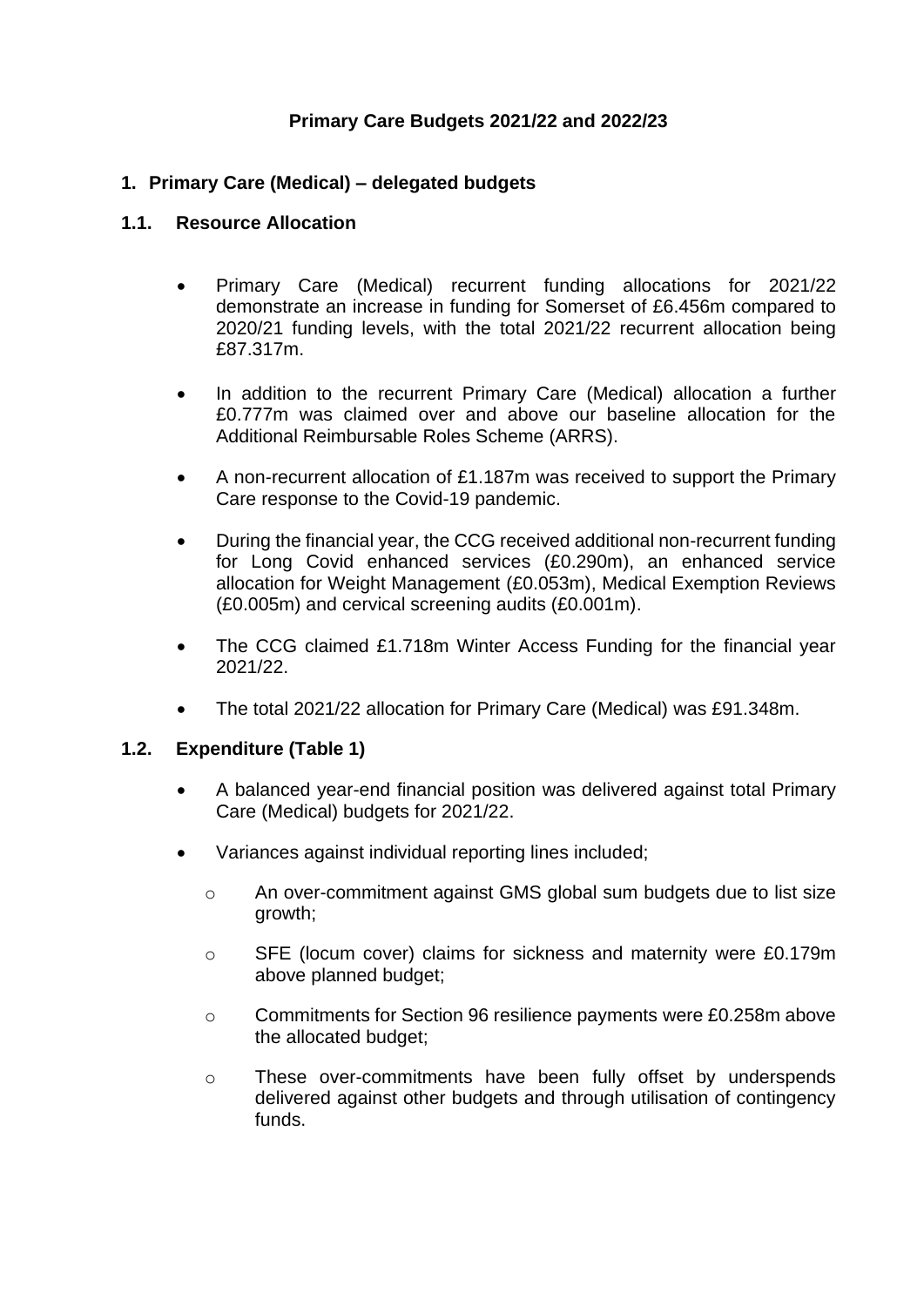# Primary Care Budgets 2021/22 and 2022/23

## 1. Primary Care (Medical) – delegated budgets

### 1.1. Resource Allocation

- Primary Care (Medical) recurrent funding allocations for 2021/22 demonstrate an increase in funding for Somerset of £6.456m compared to 2020/21 funding levels, with the total 2021/22 recurrent allocation being £87.317m.
- In addition to the recurrent Primary Care (Medical) allocation a further £0.777m was claimed over and above our baseline allocation for the Additional Reimbursable Roles Scheme (ARRS).
- A non-recurrent allocation of £1.187m was received to support the Primary Care response to the Covid-19 pandemic.
- During the financial year, the CCG received additional non-recurrent funding for Long Covid enhanced services (£0.290m), an enhanced service allocation for Weight Management (£0.053m), Medical Exemption Reviews (£0.005m) and cervical screening audits (£0.001m).
- The CCG claimed £1.718m Winter Access Funding for the financial year 2021/22.
- The total 2021/22 allocation for Primary Care (Medical) was £91.348m.

### 1.2. Expenditure (Table 1)

- A balanced year-end financial position was delivered against total Primary Care (Medical) budgets for 2021/22.
- Variances against individual reporting lines included;
  - An over-commitment against GMS global sum budgets due to list size growth;
  - SFE (locum cover) claims for sickness and maternity were £0.179m above planned budget;
  - Commitments for Section 96 resilience payments were £0.258m above the allocated budget;
  - These over-commitments have been fully offset by underspends delivered against other budgets and through utilisation of contingency funds.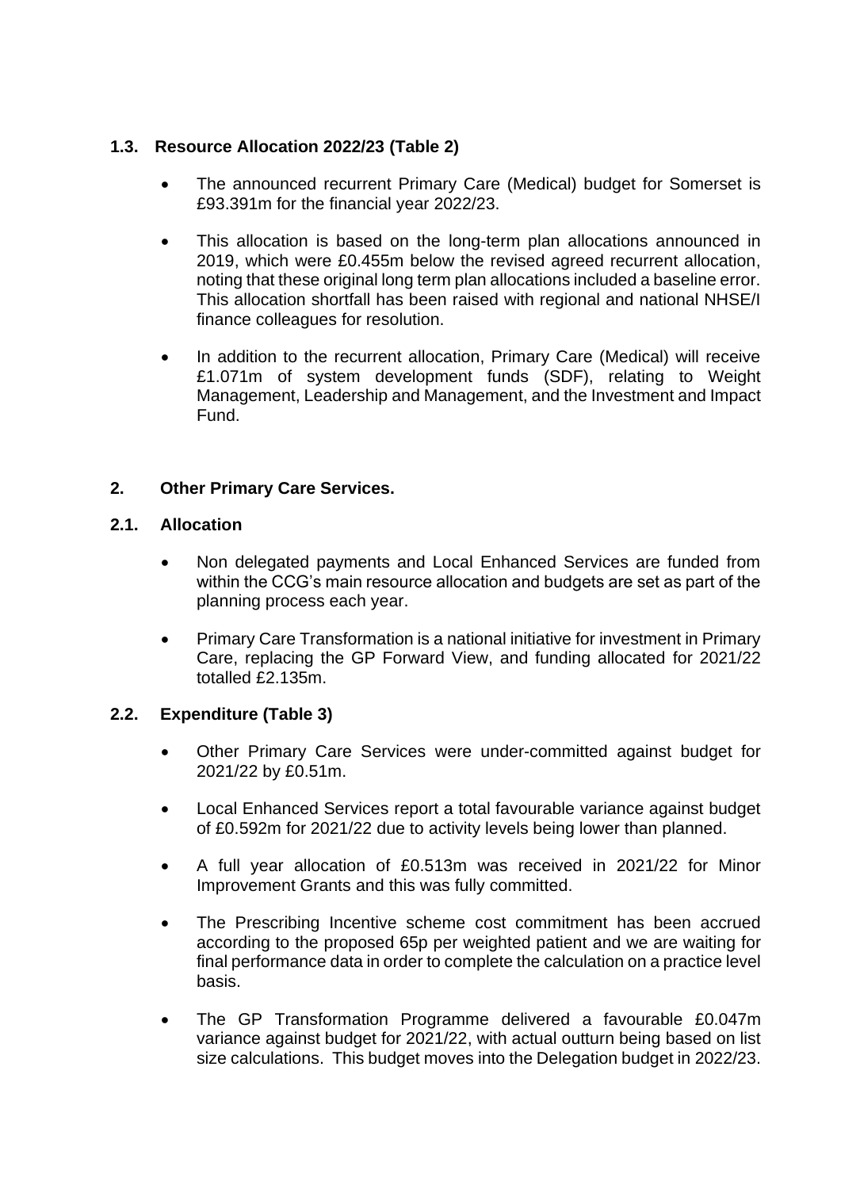### 1.3. Resource Allocation 2022/23 (Table 2)

- The announced recurrent Primary Care (Medical) budget for Somerset is £93.391m for the financial year 2022/23.
- This allocation is based on the long-term plan allocations announced in 2019, which were £0.455m below the revised agreed recurrent allocation, noting that these original long term plan allocations included a baseline error. This allocation shortfall has been raised with regional and national NHSE/I finance colleagues for resolution.
- In addition to the recurrent allocation, Primary Care (Medical) will receive £1.071m of system development funds (SDF), relating to Weight Management, Leadership and Management, and the Investment and Impact Fund.

## 2. Other Primary Care Services.

### 2.1. Allocation

- Non delegated payments and Local Enhanced Services are funded from within the CCG's main resource allocation and budgets are set as part of the planning process each year.
- Primary Care Transformation is a national initiative for investment in Primary Care, replacing the GP Forward View, and funding allocated for 2021/22 totalled £2.135m.

### 2.2. Expenditure (Table 3)

- Other Primary Care Services were under-committed against budget for 2021/22 by £0.51m.
- Local Enhanced Services report a total favourable variance against budget of £0.592m for 2021/22 due to activity levels being lower than planned.
- A full year allocation of £0.513m was received in 2021/22 for Minor Improvement Grants and this was fully committed.
- The Prescribing Incentive scheme cost commitment has been accrued according to the proposed 65p per weighted patient and we are waiting for final performance data in order to complete the calculation on a practice level basis.
- The GP Transformation Programme delivered a favourable £0.047m variance against budget for 2021/22, with actual outturn being based on list size calculations. This budget moves into the Delegation budget in 2022/23.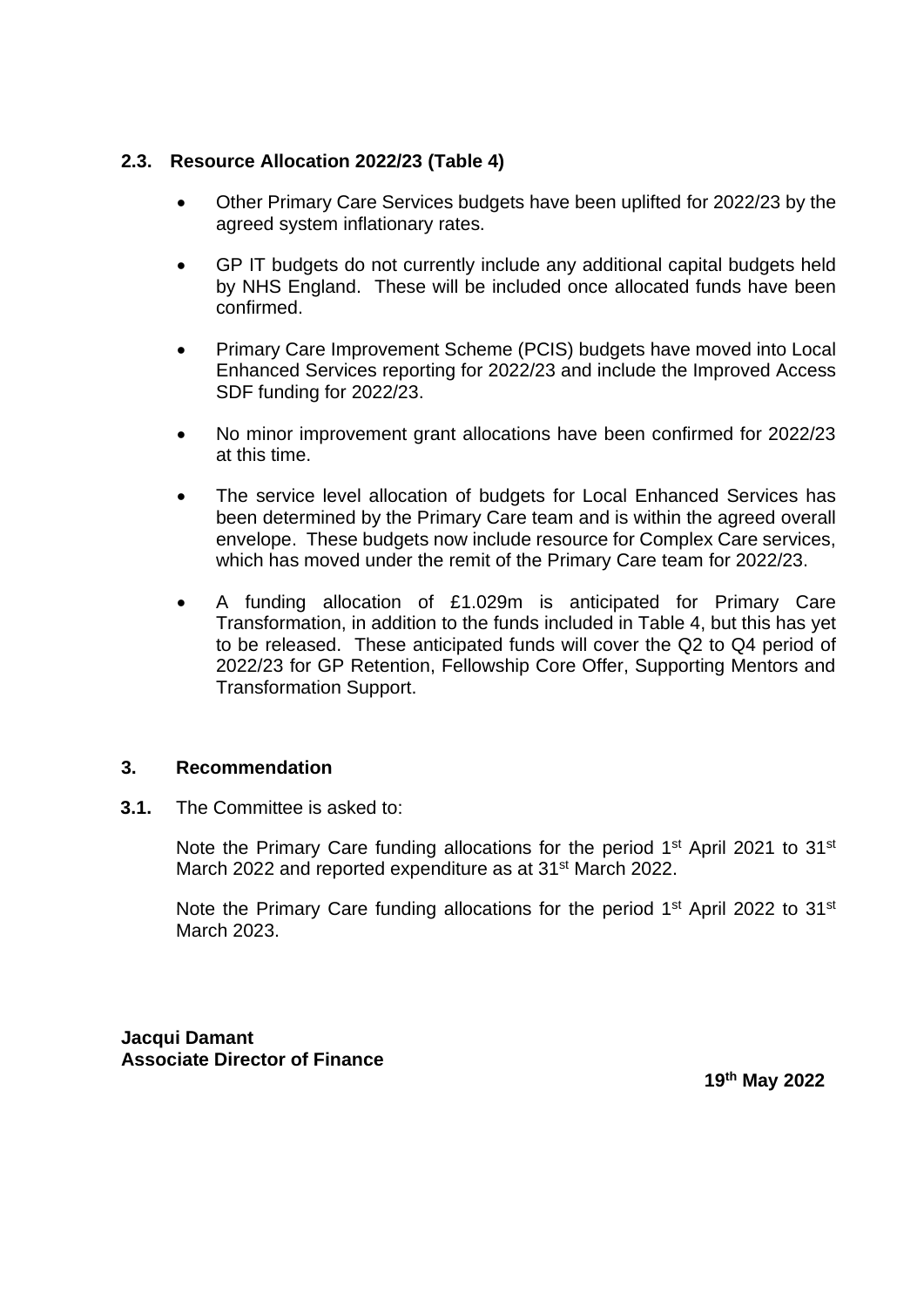### 2.3. Resource Allocation 2022/23 (Table 4)

- Other Primary Care Services budgets have been uplifted for 2022/23 by the agreed system inflationary rates.
- GP IT budgets do not currently include any additional capital budgets held by NHS England. These will be included once allocated funds have been confirmed.
- Primary Care Improvement Scheme (PCIS) budgets have moved into Local Enhanced Services reporting for 2022/23 and include the Improved Access SDF funding for 2022/23.
- No minor improvement grant allocations have been confirmed for 2022/23 at this time.
- The service level allocation of budgets for Local Enhanced Services has been determined by the Primary Care team and is within the agreed overall envelope. These budgets now include resource for Complex Care services, which has moved under the remit of the Primary Care team for 2022/23.
- A funding allocation of £1.029m is anticipated for Primary Care Transformation, in addition to the funds included in Table 4, but this has yet to be released. These anticipated funds will cover the Q2 to Q4 period of 2022/23 for GP Retention, Fellowship Core Offer, Supporting Mentors and Transformation Support.

## 3. Recommendation

**3.1.** The Committee is asked to:

Note the Primary Care funding allocations for the period 1st April 2021 to 31st March 2022 and reported expenditure as at 31st March 2022.

Note the Primary Care funding allocations for the period 1st April 2022 to 31st March 2023.

**Jacqui Damant**
**Associate Director of Finance**

**19th May 2022**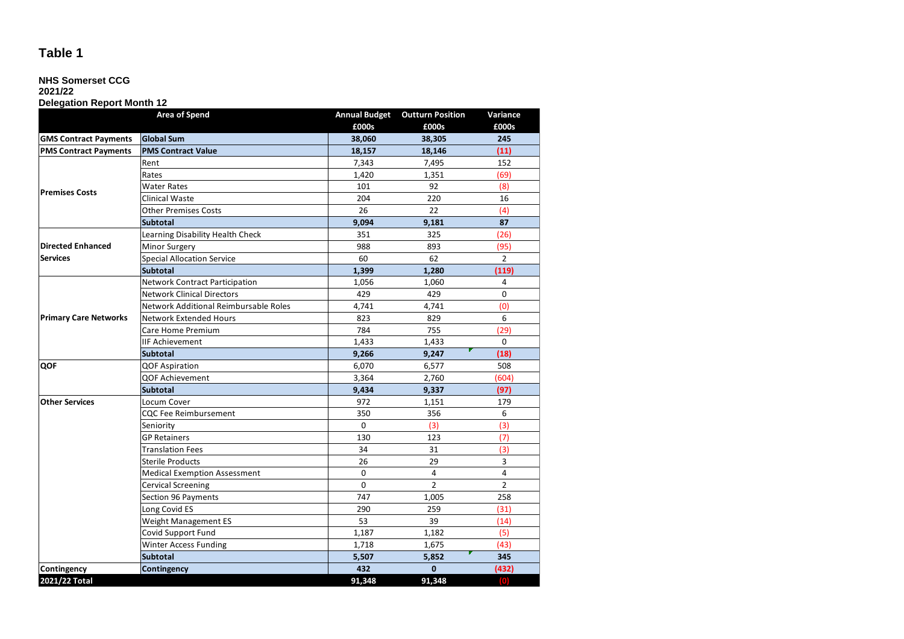# Table 1

**NHS Somerset CCG**
**2021/22**
**Delegation Report Month 12**

| Area of Spend | | Annual Budget £000s | Outturn Position £000s | Variance £000s |
|---|---|---|---|---|
| **GMS Contract Payments** | **Global Sum** | **38,060** | **38,305** | **245** |
| **PMS Contract Payments** | **PMS Contract Value** | **18,157** | **18,146** | **(11)** |
| **Premises Costs** | Rent | 7,343 | 7,495 | 152 |
| | Rates | 1,420 | 1,351 | (69) |
| | Water Rates | 101 | 92 | (8) |
| | Clinical Waste | 204 | 220 | 16 |
| | Other Premises Costs | 26 | 22 | (4) |
| | **Subtotal** | **9,094** | **9,181** | **87** |
| **Directed Enhanced Services** | Learning Disability Health Check | 351 | 325 | (26) |
| | Minor Surgery | 988 | 893 | (95) |
| | Special Allocation Service | 60 | 62 | 2 |
| | **Subtotal** | **1,399** | **1,280** | **(119)** |
| **Primary Care Networks** | Network Contract Participation | 1,056 | 1,060 | 4 |
| | Network Clinical Directors | 429 | 429 | 0 |
| | Network Additional Reimbursable Roles | 4,741 | 4,741 | (0) |
| | Network Extended Hours | 823 | 829 | 6 |
| | Care Home Premium | 784 | 755 | (29) |
| | IIF Achievement | 1,433 | 1,433 | 0 |
| | **Subtotal** | **9,266** | **9,247** | **(18)** |
| **QOF** | QOF Aspiration | 6,070 | 6,577 | 508 |
| | QOF Achievement | 3,364 | 2,760 | (604) |
| | **Subtotal** | **9,434** | **9,337** | **(97)** |
| **Other Services** | Locum Cover | 972 | 1,151 | 179 |
| | CQC Fee Reimbursement | 350 | 356 | 6 |
| | Seniority | 0 | (3) | (3) |
| | GP Retainers | 130 | 123 | (7) |
| | Translation Fees | 34 | 31 | (3) |
| | Sterile Products | 26 | 29 | 3 |
| | Medical Exemption Assessment | 0 | 4 | 4 |
| | Cervical Screening | 0 | 2 | 2 |
| | Section 96 Payments | 747 | 1,005 | 258 |
| | Long Covid ES | 290 | 259 | (31) |
| | Weight Management ES | 53 | 39 | (14) |
| | Covid Support Fund | 1,187 | 1,182 | (5) |
| | Winter Access Funding | 1,718 | 1,675 | (43) |
| | **Subtotal** | **5,507** | **5,852** | **345** |
| **Contingency** | **Contingency** | **432** | **0** | **(432)** |
| **2021/22 Total** | | **91,348** | **91,348** | **(0)** |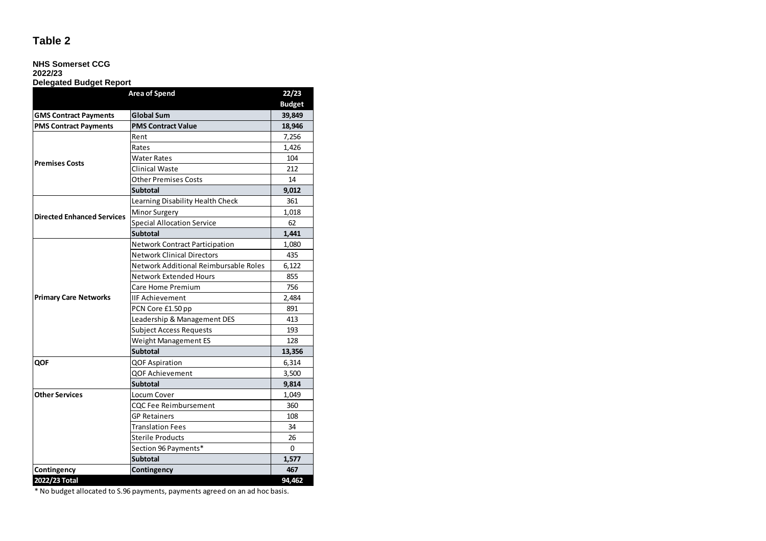# Table 2

**NHS Somerset CCG**
**2022/23**
**Delegated Budget Report**

| Area of Spend | | 22/23 Budget |
|---|---|---|
| **GMS Contract Payments** | **Global Sum** | **39,849** |
| **PMS Contract Payments** | **PMS Contract Value** | **18,946** |
| **Premises Costs** | Rent | 7,256 |
| | Rates | 1,426 |
| | Water Rates | 104 |
| | Clinical Waste | 212 |
| | Other Premises Costs | 14 |
| | **Subtotal** | **9,012** |
| **Directed Enhanced Services** | Learning Disability Health Check | 361 |
| | Minor Surgery | 1,018 |
| | Special Allocation Service | 62 |
| | **Subtotal** | **1,441** |
| **Primary Care Networks** | Network Contract Participation | 1,080 |
| | Network Clinical Directors | 435 |
| | Network Additional Reimbursable Roles | 6,122 |
| | Network Extended Hours | 855 |
| | Care Home Premium | 756 |
| | IIF Achievement | 2,484 |
| | PCN Core £1.50 pp | 891 |
| | Leadership & Management DES | 413 |
| | Subject Access Requests | 193 |
| | Weight Management ES | 128 |
| | **Subtotal** | **13,356** |
| **QOF** | QOF Aspiration | 6,314 |
| | QOF Achievement | 3,500 |
| | **Subtotal** | **9,814** |
| **Other Services** | Locum Cover | 1,049 |
| | CQC Fee Reimbursement | 360 |
| | GP Retainers | 108 |
| | Translation Fees | 34 |
| | Sterile Products | 26 |
| | Section 96 Payments* | 0 |
| | **Subtotal** | **1,577** |
| **Contingency** | **Contingency** | **467** |
| **2022/23 Total** | | **94,462** |

* No budget allocated to S.96 payments, payments agreed on an ad hoc basis.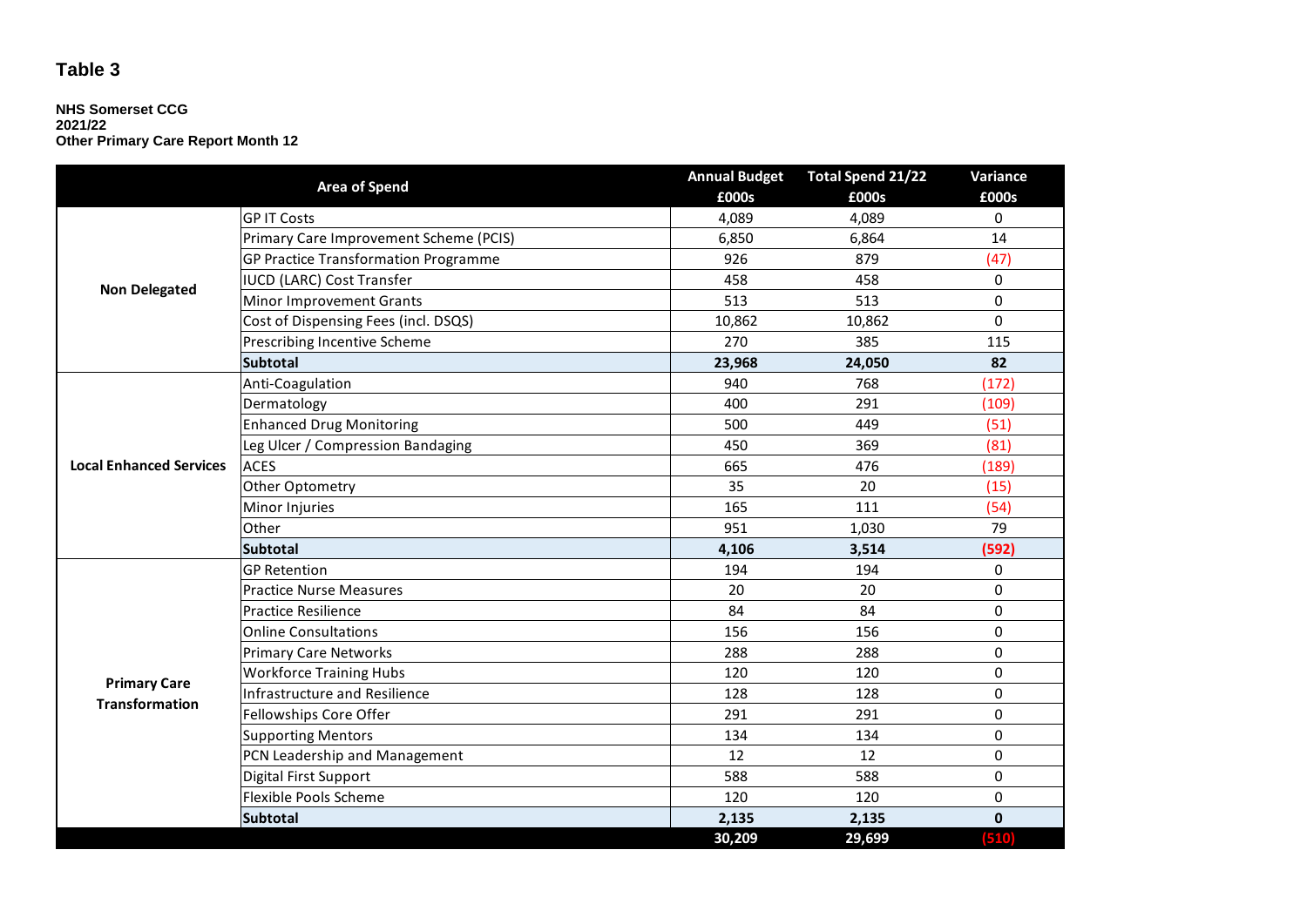# Table 3

**NHS Somerset CCG**
**2021/22**
**Other Primary Care Report Month 12**

| Area of Spend | | Annual Budget £000s | Total Spend 21/22 £000s | Variance £000s |
|---|---|---|---|---|
| Non Delegated | GP IT Costs | 4,089 | 4,089 | 0 |
| | Primary Care Improvement Scheme (PCIS) | 6,850 | 6,864 | 14 |
| | GP Practice Transformation Programme | 926 | 879 | (47) |
| | IUCD (LARC) Cost Transfer | 458 | 458 | 0 |
| | Minor Improvement Grants | 513 | 513 | 0 |
| | Cost of Dispensing Fees (incl. DSQS) | 10,862 | 10,862 | 0 |
| | Prescribing Incentive Scheme | 270 | 385 | 115 |
| | **Subtotal** | **23,968** | **24,050** | **82** |
| Local Enhanced Services | Anti-Coagulation | 940 | 768 | (172) |
| | Dermatology | 400 | 291 | (109) |
| | Enhanced Drug Monitoring | 500 | 449 | (51) |
| | Leg Ulcer / Compression Bandaging | 450 | 369 | (81) |
| | ACES | 665 | 476 | (189) |
| | Other Optometry | 35 | 20 | (15) |
| | Minor Injuries | 165 | 111 | (54) |
| | Other | 951 | 1,030 | 79 |
| | **Subtotal** | **4,106** | **3,514** | **(592)** |
| Primary Care Transformation | GP Retention | 194 | 194 | 0 |
| | Practice Nurse Measures | 20 | 20 | 0 |
| | Practice Resilience | 84 | 84 | 0 |
| | Online Consultations | 156 | 156 | 0 |
| | Primary Care Networks | 288 | 288 | 0 |
| | Workforce Training Hubs | 120 | 120 | 0 |
| | Infrastructure and Resilience | 128 | 128 | 0 |
| | Fellowships Core Offer | 291 | 291 | 0 |
| | Supporting Mentors | 134 | 134 | 0 |
| | PCN Leadership and Management | 12 | 12 | 0 |
| | Digital First Support | 588 | 588 | 0 |
| | Flexible Pools Scheme | 120 | 120 | 0 |
| | **Subtotal** | **2,135** | **2,135** | **0** |
| | | **30,209** | **29,699** | **(510)** |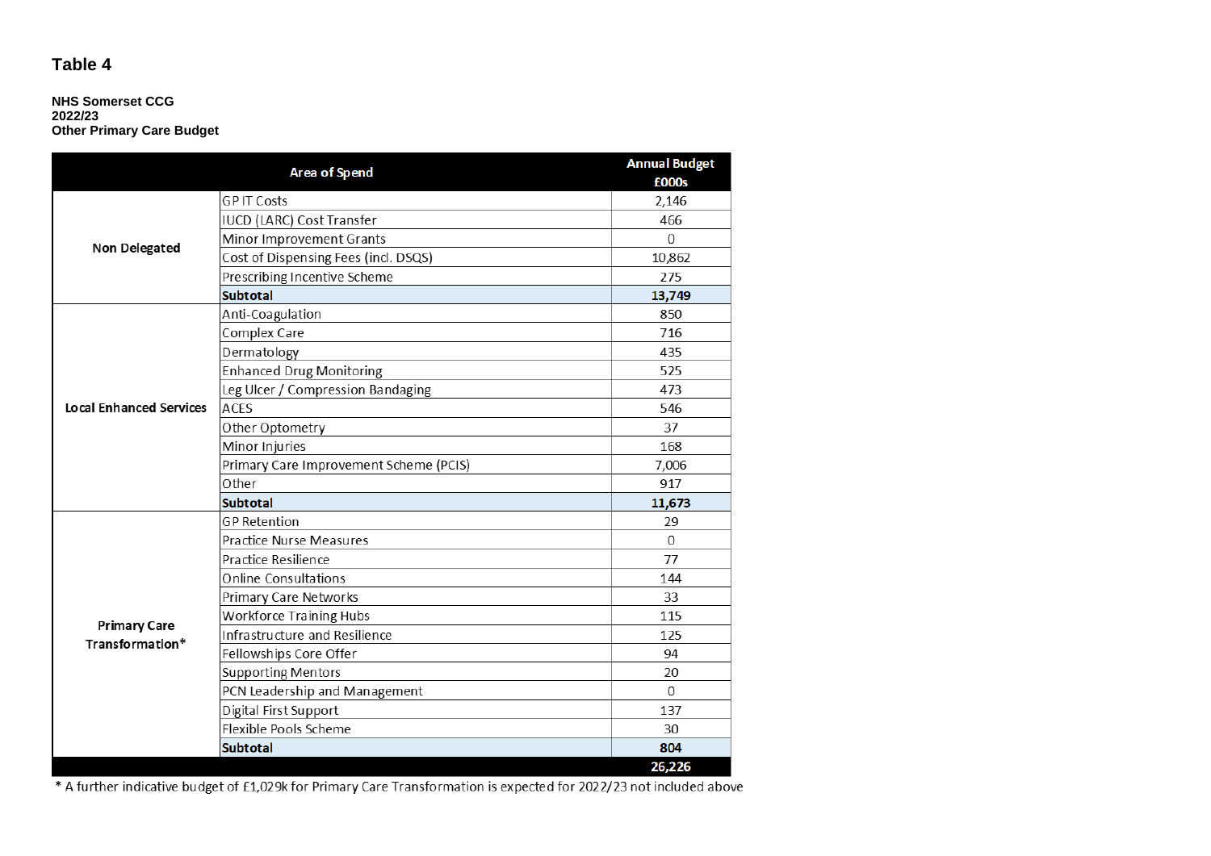# Table 4

**NHS Somerset CCG**
**2022/23**
**Other Primary Care Budget**

| Area of Spend | | Annual Budget £000s |
|---|---|---|
| **Non Delegated** | GP IT Costs | 2,146 |
| | IUCD (LARC) Cost Transfer | 466 |
| | Minor Improvement Grants | 0 |
| | Cost of Dispensing Fees (incl. DSQS) | 10,862 |
| | Prescribing Incentive Scheme | 275 |
| | **Subtotal** | **13,749** |
| **Local Enhanced Services** | Anti-Coagulation | 850 |
| | Complex Care | 716 |
| | Dermatology | 435 |
| | Enhanced Drug Monitoring | 525 |
| | Leg Ulcer / Compression Bandaging | 473 |
| | ACES | 546 |
| | Other Optometry | 37 |
| | Minor Injuries | 168 |
| | Primary Care Improvement Scheme (PCIS) | 7,006 |
| | Other | 917 |
| | **Subtotal** | **11,673** |
| **Primary Care Transformation*** | GP Retention | 29 |
| | Practice Nurse Measures | 0 |
| | Practice Resilience | 77 |
| | Online Consultations | 144 |
| | Primary Care Networks | 33 |
| | Workforce Training Hubs | 115 |
| | Infrastructure and Resilience | 125 |
| | Fellowships Core Offer | 94 |
| | Supporting Mentors | 20 |
| | PCN Leadership and Management | 0 |
| | Digital First Support | 137 |
| | Flexible Pools Scheme | 30 |
| | **Subtotal** | **804** |
| | | **26,226** |

* A further indicative budget of £1,029k for Primary Care Transformation is expected for 2022/23 not included above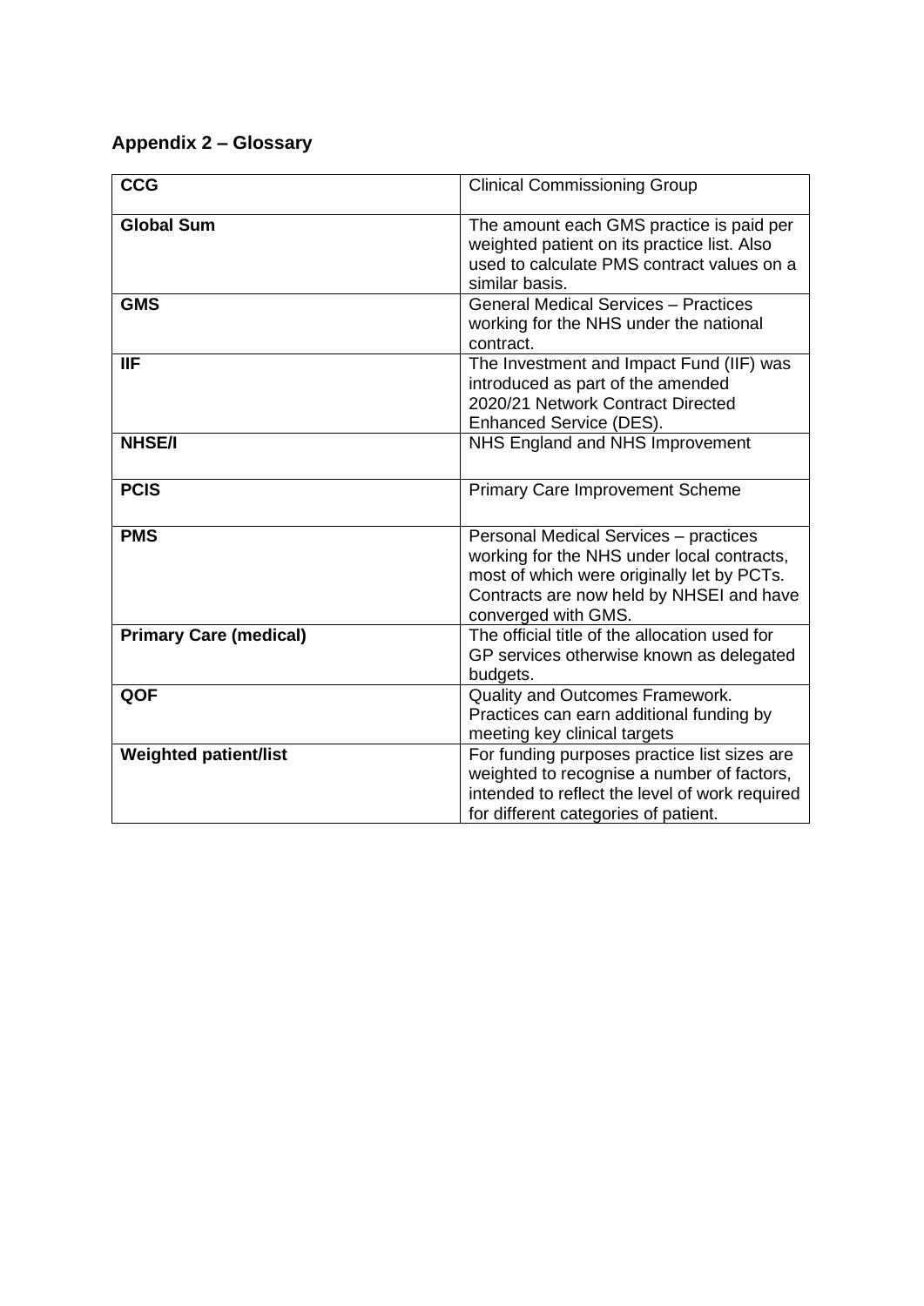## Appendix 2 – Glossary

| | |
|---|---|
| **CCG** | Clinical Commissioning Group |
| **Global Sum** | The amount each GMS practice is paid per weighted patient on its practice list. Also used to calculate PMS contract values on a similar basis. |
| **GMS** | General Medical Services – Practices working for the NHS under the national contract. |
| **IIF** | The Investment and Impact Fund (IIF) was introduced as part of the amended 2020/21 Network Contract Directed Enhanced Service (DES). |
| **NHSE/I** | NHS England and NHS Improvement |
| **PCIS** | Primary Care Improvement Scheme |
| **PMS** | Personal Medical Services – practices working for the NHS under local contracts, most of which were originally let by PCTs. Contracts are now held by NHSEI and have converged with GMS. |
| **Primary Care (medical)** | The official title of the allocation used for GP services otherwise known as delegated budgets. |
| **QOF** | Quality and Outcomes Framework. Practices can earn additional funding by meeting key clinical targets |
| **Weighted patient/list** | For funding purposes practice list sizes are weighted to recognise a number of factors, intended to reflect the level of work required for different categories of patient. |